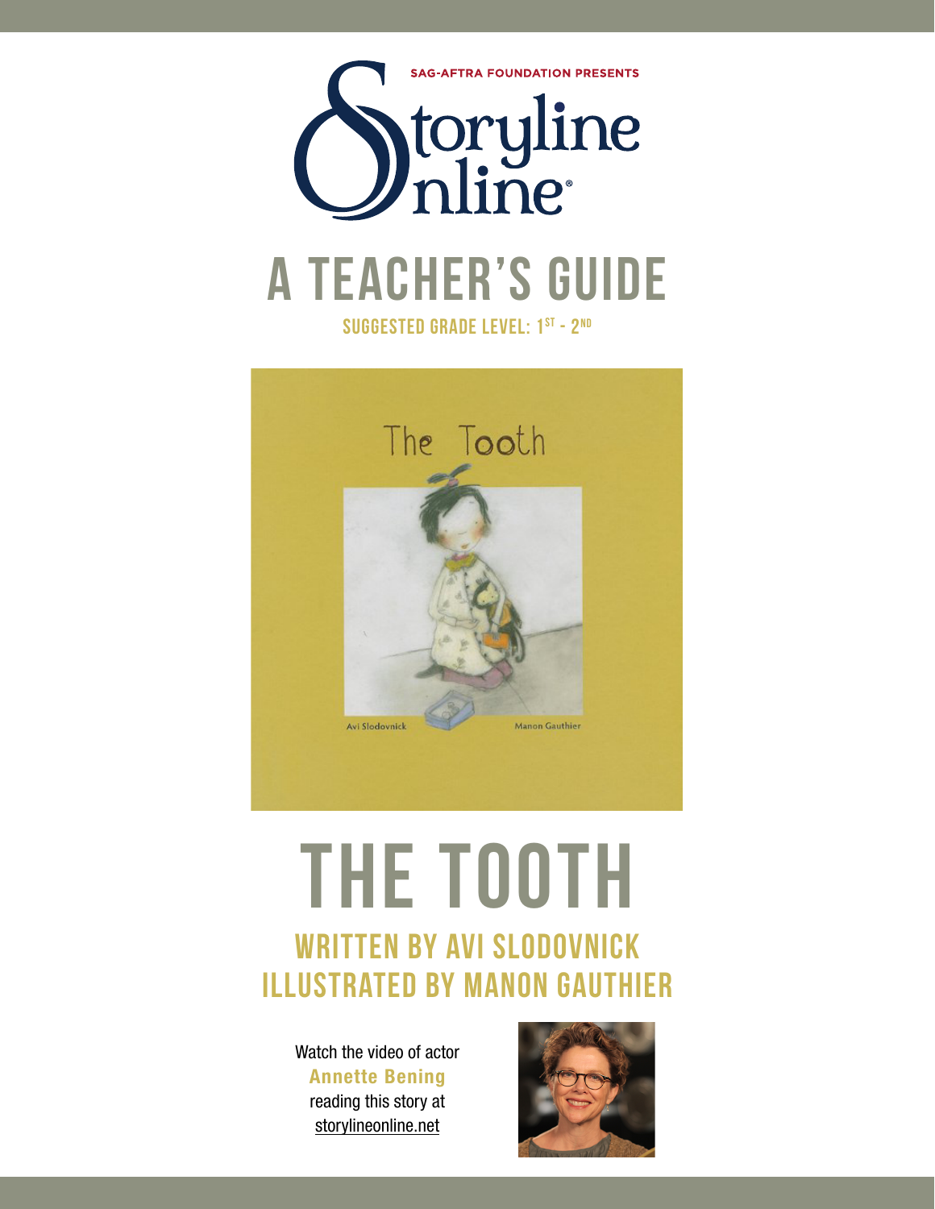SAG-AFTRA FOUNDATION PRESENTS

Storyline Online®

# A TEACHER'S GUIDE

SUGGESTED GRADE LEVEL: 1ST - 2ND

# THE TOOTH

## WRITTEN BY AVI SLODOVNICK
## ILLUSTRATED BY MANON GAUTHIER

Watch the video of actor **Annette Bening** reading this story at storylineonline.net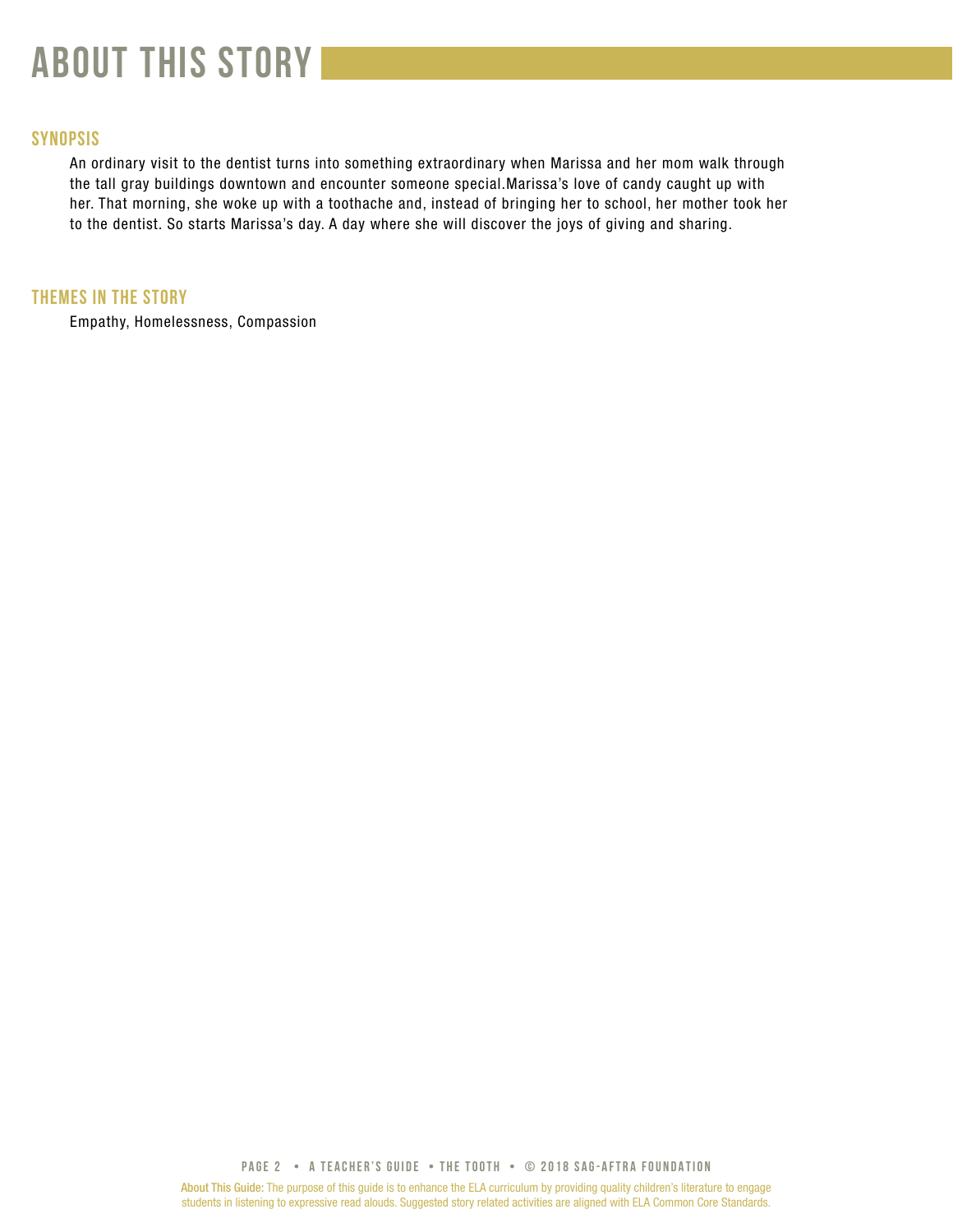# ABOUT THIS STORY

## SYNOPSIS

An ordinary visit to the dentist turns into something extraordinary when Marissa and her mom walk through the tall gray buildings downtown and encounter someone special.Marissa's love of candy caught up with her. That morning, she woke up with a toothache and, instead of bringing her to school, her mother took her to the dentist. So starts Marissa's day. A day where she will discover the joys of giving and sharing.

## THEMES IN THE STORY

Empathy, Homelessness, Compassion

**About This Guide:** The purpose of this guide is to enhance the ELA curriculum by providing quality children's literature to engage students in listening to expressive read alouds. Suggested story related activities are aligned with ELA Common Core Standards.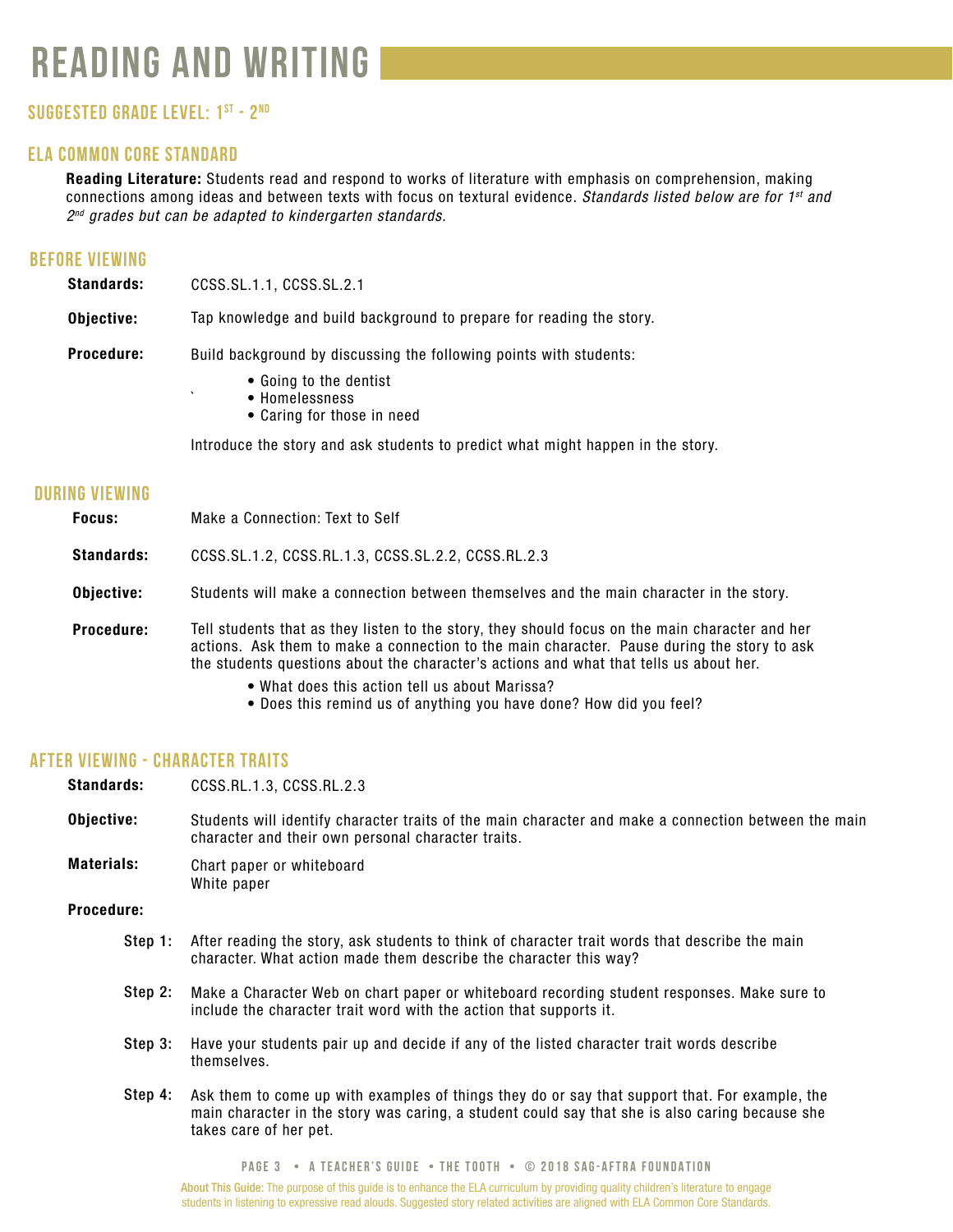# READING AND WRITING

### SUGGESTED GRADE LEVEL: 1ST - 2ND

### ELA COMMON CORE STANDARD

**Reading Literature:** Students read and respond to works of literature with emphasis on comprehension, making connections among ideas and between texts with focus on textural evidence. *Standards listed below are for 1st and 2nd grades but can be adapted to kindergarten standards.*

### BEFORE VIEWING

**Standards:** CCSS.SL.1.1, CCSS.SL.2.1

**Objective:** Tap knowledge and build background to prepare for reading the story.

**Procedure:** Build background by discussing the following points with students:

- Going to the dentist
- Homelessness
- Caring for those in need

Introduce the story and ask students to predict what might happen in the story.

### DURING VIEWING

**Focus:** Make a Connection: Text to Self

**Standards:** CCSS.SL.1.2, CCSS.RL.1.3, CCSS.SL.2.2, CCSS.RL.2.3

**Objective:** Students will make a connection between themselves and the main character in the story.

**Procedure:** Tell students that as they listen to the story, they should focus on the main character and her actions. Ask them to make a connection to the main character. Pause during the story to ask the students questions about the character's actions and what that tells us about her.

- What does this action tell us about Marissa?
- Does this remind us of anything you have done? How did you feel?

### AFTER VIEWING - CHARACTER TRAITS

**Standards:** CCSS.RL.1.3, CCSS.RL.2.3

**Objective:** Students will identify character traits of the main character and make a connection between the main character and their own personal character traits.

**Materials:** Chart paper or whiteboard
White paper

**Procedure:**

**Step 1:** After reading the story, ask students to think of character trait words that describe the main character. What action made them describe the character this way?

**Step 2:** Make a Character Web on chart paper or whiteboard recording student responses. Make sure to include the character trait word with the action that supports it.

**Step 3:** Have your students pair up and decide if any of the listed character trait words describe themselves.

**Step 4:** Ask them to come up with examples of things they do or say that support that. For example, the main character in the story was caring, a student could say that she is also caring because she takes care of her pet.

About This Guide: The purpose of this guide is to enhance the ELA curriculum by providing quality children's literature to engage students in listening to expressive read alouds. Suggested story related activities are aligned with ELA Common Core Standards.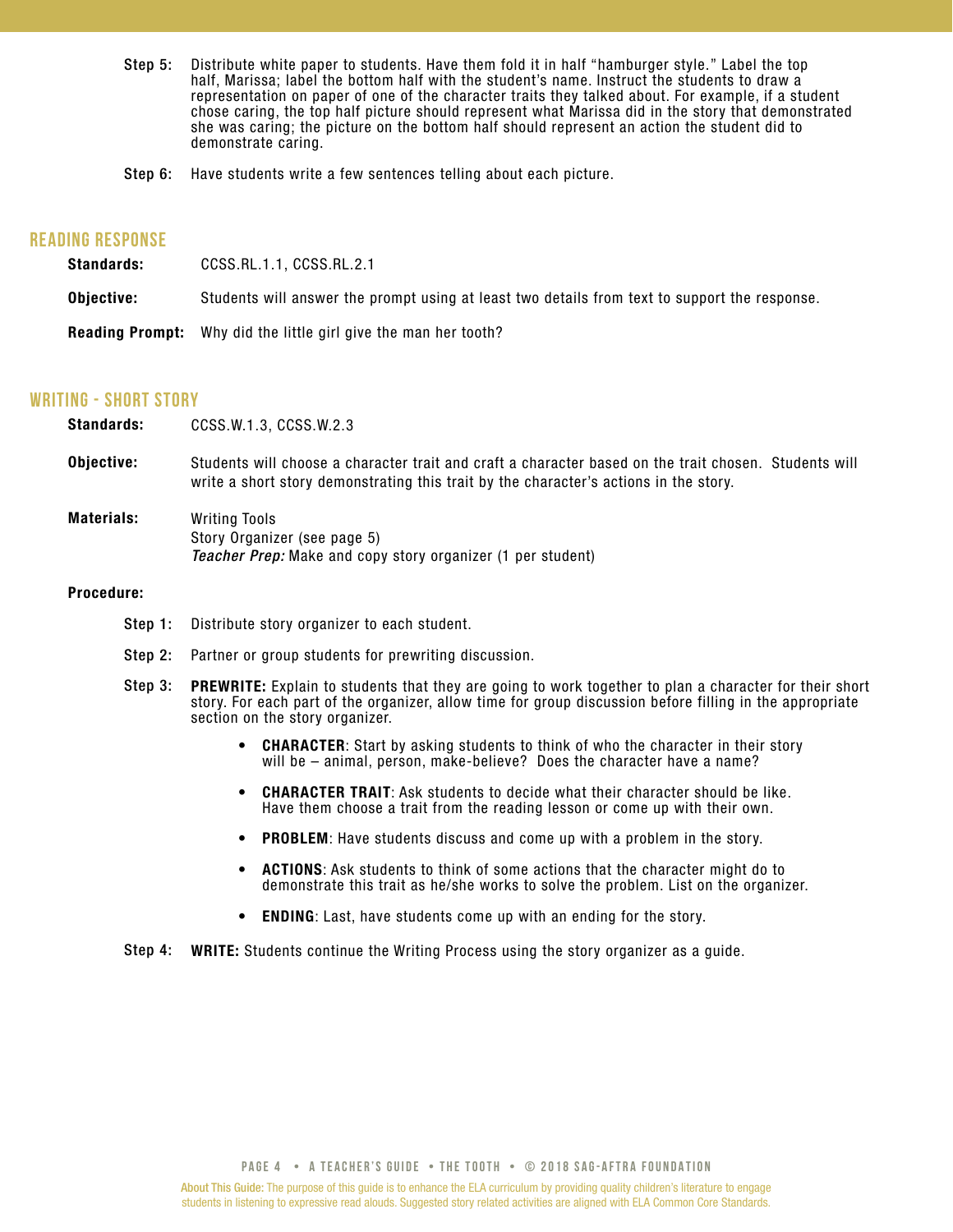**Step 5:** Distribute white paper to students. Have them fold it in half "hamburger style." Label the top half, Marissa; label the bottom half with the student's name. Instruct the students to draw a representation on paper of one of the character traits they talked about. For example, if a student chose caring, the top half picture should represent what Marissa did in the story that demonstrated she was caring; the picture on the bottom half should represent an action the student did to demonstrate caring.

**Step 6:** Have students write a few sentences telling about each picture.

## READING RESPONSE

**Standards:** CCSS.RL.1.1, CCSS.RL.2.1

**Objective:** Students will answer the prompt using at least two details from text to support the response.

**Reading Prompt:** Why did the little girl give the man her tooth?

## WRITING - SHORT STORY

**Standards:** CCSS.W.1.3, CCSS.W.2.3

**Objective:** Students will choose a character trait and craft a character based on the trait chosen. Students will write a short story demonstrating this trait by the character's actions in the story.

**Materials:** Writing Tools
Story Organizer (see page 5)
*Teacher Prep:* Make and copy story organizer (1 per student)

**Procedure:**

**Step 1:** Distribute story organizer to each student.

**Step 2:** Partner or group students for prewriting discussion.

**Step 3:** **PREWRITE:** Explain to students that they are going to work together to plan a character for their short story. For each part of the organizer, allow time for group discussion before filling in the appropriate section on the story organizer.

- **CHARACTER**: Start by asking students to think of who the character in their story will be – animal, person, make-believe? Does the character have a name?
- **CHARACTER TRAIT**: Ask students to decide what their character should be like. Have them choose a trait from the reading lesson or come up with their own.
- **PROBLEM**: Have students discuss and come up with a problem in the story.
- **ACTIONS**: Ask students to think of some actions that the character might do to demonstrate this trait as he/she works to solve the problem. List on the organizer.
- **ENDING**: Last, have students come up with an ending for the story.

**Step 4:** **WRITE:** Students continue the Writing Process using the story organizer as a guide.

About This Guide: The purpose of this guide is to enhance the ELA curriculum by providing quality children's literature to engage students in listening to expressive read alouds. Suggested story related activities are aligned with ELA Common Core Standards.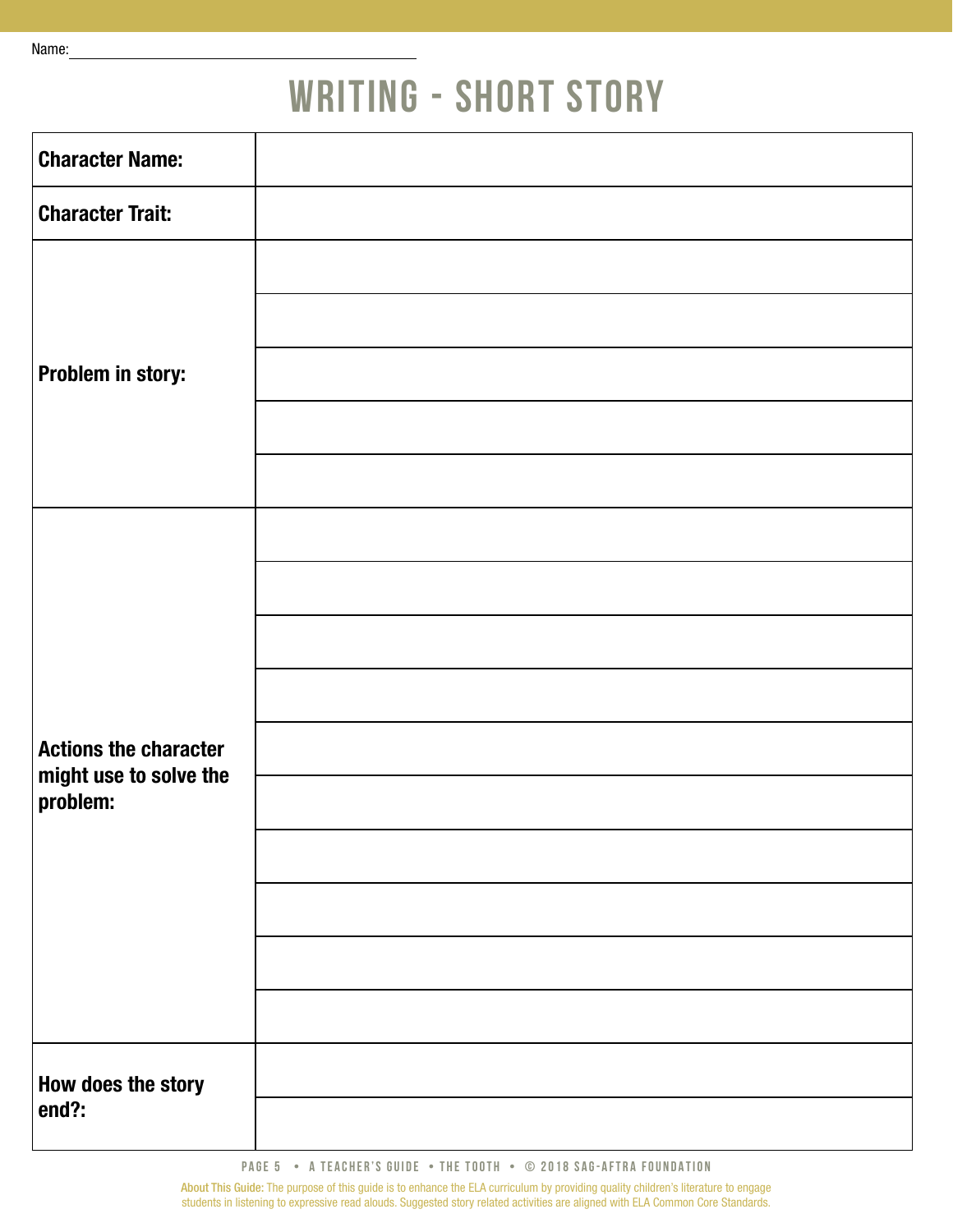Name: ______________________________

# WRITING - SHORT STORY

| | |
|---|---|
| **Character Name:** | |
| **Character Trait:** | |
| **Problem in story:** | |
| | |
| | |
| | |
| | |
| **Actions the character might use to solve the problem:** | |
| | |
| | |
| | |
| | |
| | |
| | |
| | |
| | |
| | |
| **How does the story end?:** | |
| | |

About This Guide: The purpose of this guide is to enhance the ELA curriculum by providing quality children's literature to engage students in listening to expressive read alouds. Suggested story related activities are aligned with ELA Common Core Standards.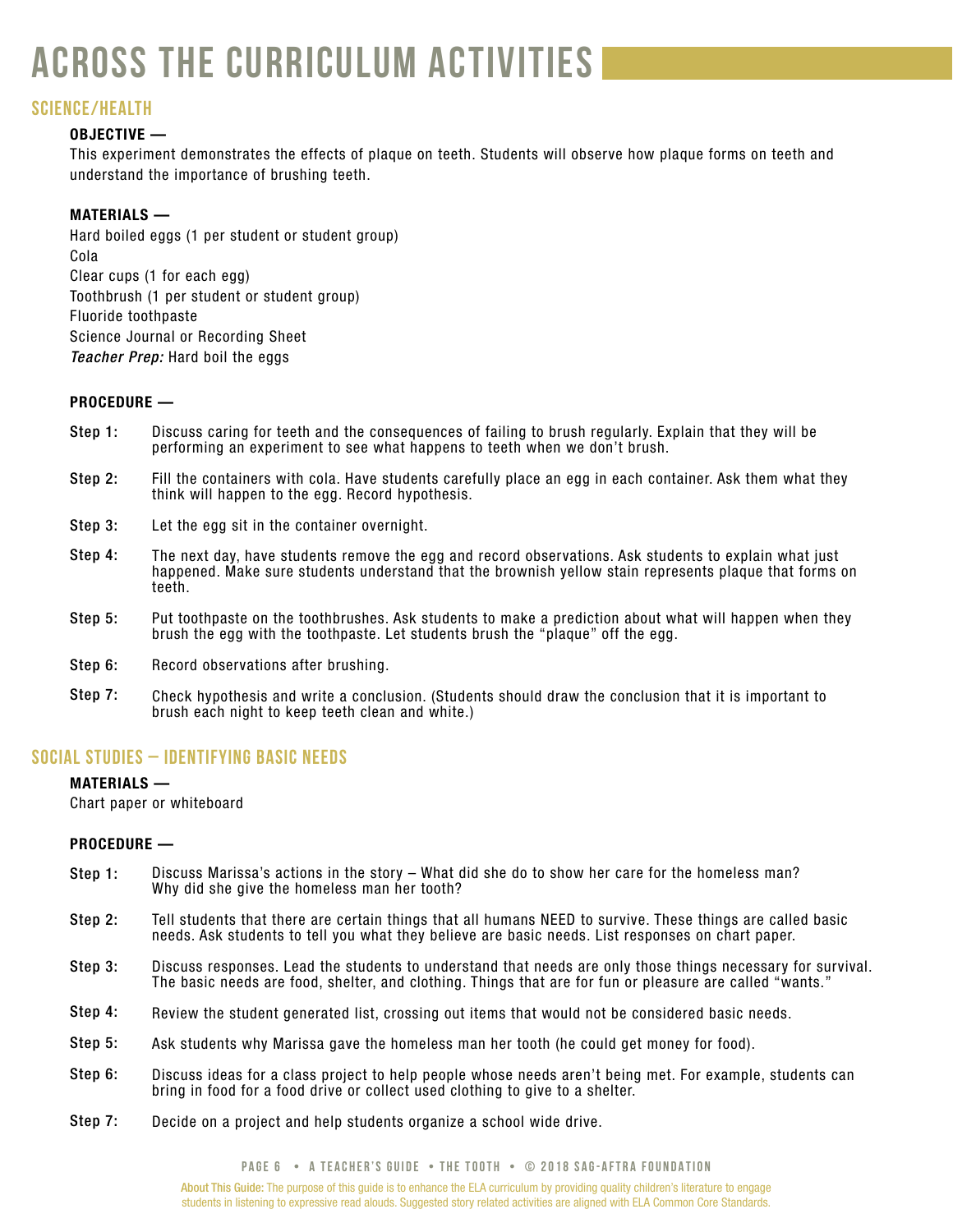# ACROSS THE CURRICULUM ACTIVITIES

## SCIENCE/HEALTH

**OBJECTIVE —**

This experiment demonstrates the effects of plaque on teeth. Students will observe how plaque forms on teeth and understand the importance of brushing teeth.

**MATERIALS —**

Hard boiled eggs (1 per student or student group)
Cola
Clear cups (1 for each egg)
Toothbrush (1 per student or student group)
Fluoride toothpaste
Science Journal or Recording Sheet
*Teacher Prep:* Hard boil the eggs

**PROCEDURE —**

**Step 1:** Discuss caring for teeth and the consequences of failing to brush regularly. Explain that they will be performing an experiment to see what happens to teeth when we don't brush.

**Step 2:** Fill the containers with cola. Have students carefully place an egg in each container. Ask them what they think will happen to the egg. Record hypothesis.

**Step 3:** Let the egg sit in the container overnight.

**Step 4:** The next day, have students remove the egg and record observations. Ask students to explain what just happened. Make sure students understand that the brownish yellow stain represents plaque that forms on teeth.

**Step 5:** Put toothpaste on the toothbrushes. Ask students to make a prediction about what will happen when they brush the egg with the toothpaste. Let students brush the "plaque" off the egg.

**Step 6:** Record observations after brushing.

**Step 7:** Check hypothesis and write a conclusion. (Students should draw the conclusion that it is important to brush each night to keep teeth clean and white.)

## SOCIAL STUDIES – IDENTIFYING BASIC NEEDS

**MATERIALS —**

Chart paper or whiteboard

**PROCEDURE —**

**Step 1:** Discuss Marissa's actions in the story – What did she do to show her care for the homeless man? Why did she give the homeless man her tooth?

**Step 2:** Tell students that there are certain things that all humans NEED to survive. These things are called basic needs. Ask students to tell you what they believe are basic needs. List responses on chart paper.

**Step 3:** Discuss responses. Lead the students to understand that needs are only those things necessary for survival. The basic needs are food, shelter, and clothing. Things that are for fun or pleasure are called "wants."

**Step 4:** Review the student generated list, crossing out items that would not be considered basic needs.

**Step 5:** Ask students why Marissa gave the homeless man her tooth (he could get money for food).

**Step 6:** Discuss ideas for a class project to help people whose needs aren't being met. For example, students can bring in food for a food drive or collect used clothing to give to a shelter.

**Step 7:** Decide on a project and help students organize a school wide drive.

About This Guide: The purpose of this guide is to enhance the ELA curriculum by providing quality children's literature to engage students in listening to expressive read alouds. Suggested story related activities are aligned with ELA Common Core Standards.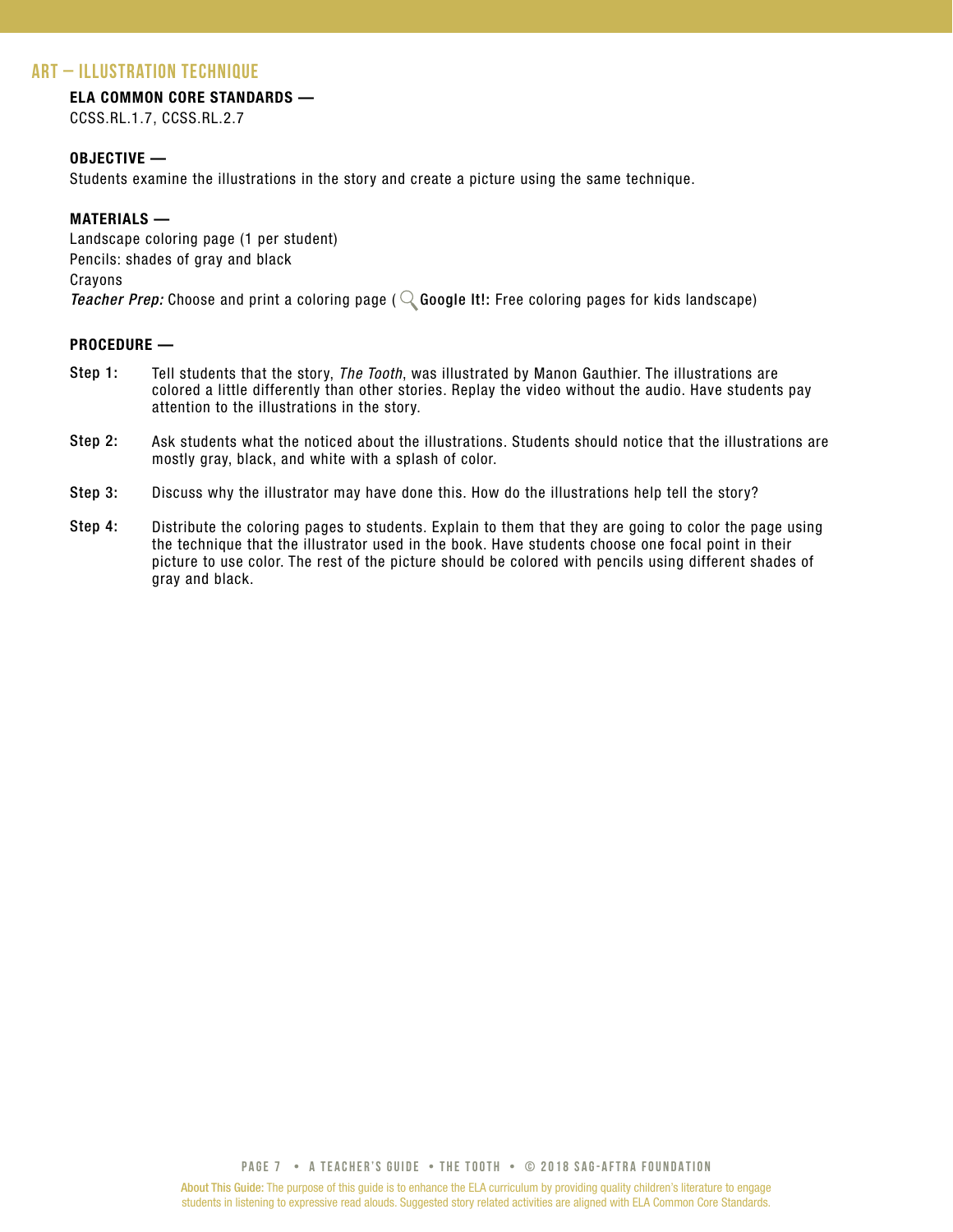## ART – ILLUSTRATION TECHNIQUE

**ELA COMMON CORE STANDARDS —**

CCSS.RL.1.7, CCSS.RL.2.7

**OBJECTIVE —**

Students examine the illustrations in the story and create a picture using the same technique.

**MATERIALS —**

Landscape coloring page (1 per student)

Pencils: shades of gray and black

Crayons

***Teacher Prep:*** Choose and print a coloring page ( **Google It!:** Free coloring pages for kids landscape)

**PROCEDURE —**

**Step 1:** Tell students that the story, *The Tooth*, was illustrated by Manon Gauthier. The illustrations are colored a little differently than other stories. Replay the video without the audio. Have students pay attention to the illustrations in the story.

**Step 2:** Ask students what the noticed about the illustrations. Students should notice that the illustrations are mostly gray, black, and white with a splash of color.

**Step 3:** Discuss why the illustrator may have done this. How do the illustrations help tell the story?

**Step 4:** Distribute the coloring pages to students. Explain to them that they are going to color the page using the technique that the illustrator used in the book. Have students choose one focal point in their picture to use color. The rest of the picture should be colored with pencils using different shades of gray and black.

About This Guide: The purpose of this guide is to enhance the ELA curriculum by providing quality children's literature to engage students in listening to expressive read alouds. Suggested story related activities are aligned with ELA Common Core Standards.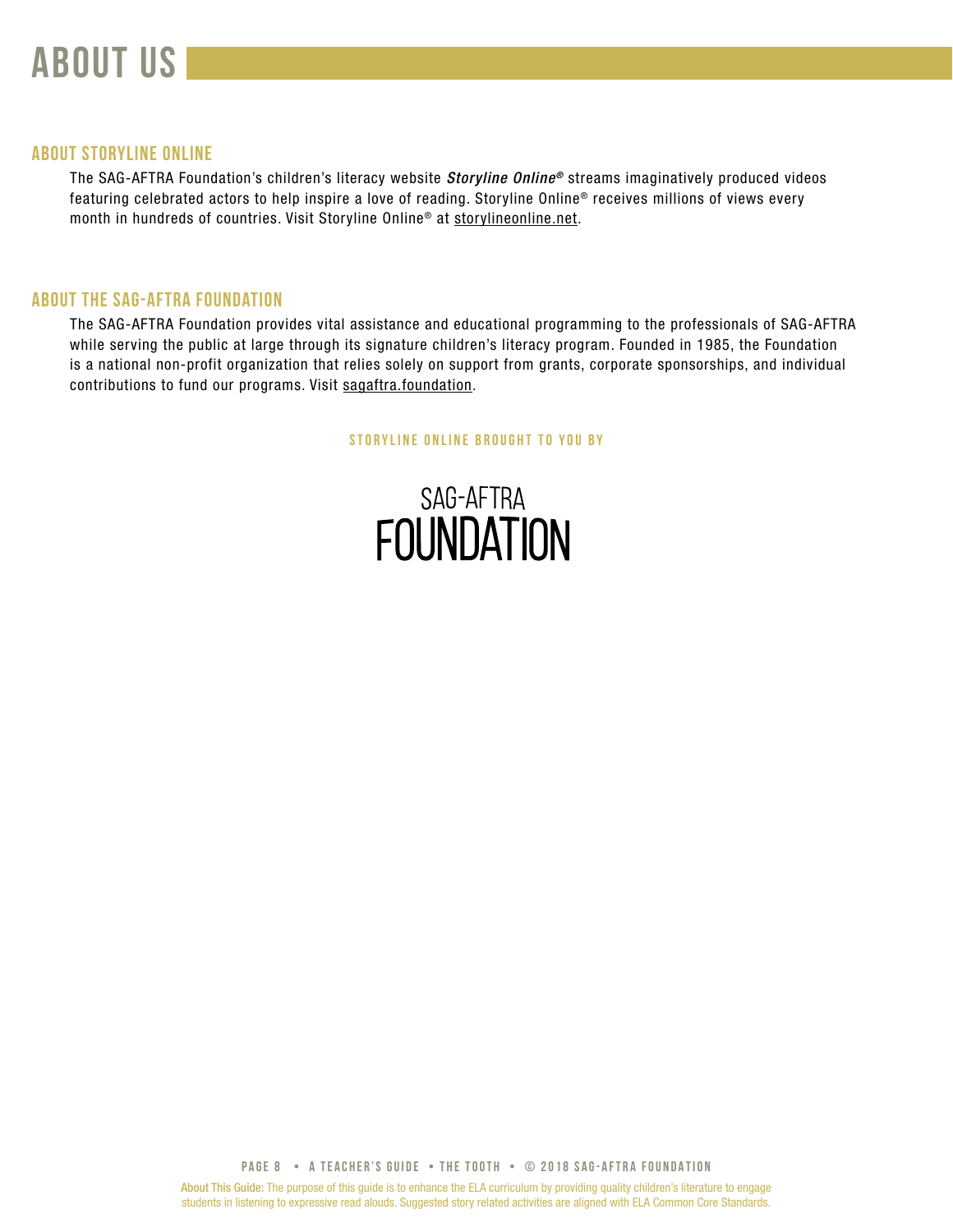# ABOUT US

## ABOUT STORYLINE ONLINE

The SAG-AFTRA Foundation's children's literacy website ***Storyline Online®*** streams imaginatively produced videos featuring celebrated actors to help inspire a love of reading. Storyline Online® receives millions of views every month in hundreds of countries. Visit Storyline Online® at storylineonline.net.

## ABOUT THE SAG-AFTRA FOUNDATION

The SAG-AFTRA Foundation provides vital assistance and educational programming to the professionals of SAG-AFTRA while serving the public at large through its signature children's literacy program. Founded in 1985, the Foundation is a national non-profit organization that relies solely on support from grants, corporate sponsorships, and individual contributions to fund our programs. Visit sagaftra.foundation.

STORYLINE ONLINE BROUGHT TO YOU BY

SAG-AFTRA
FOUNDATION

About This Guide: The purpose of this guide is to enhance the ELA curriculum by providing quality children's literature to engage students in listening to expressive read alouds. Suggested story related activities are aligned with ELA Common Core Standards.